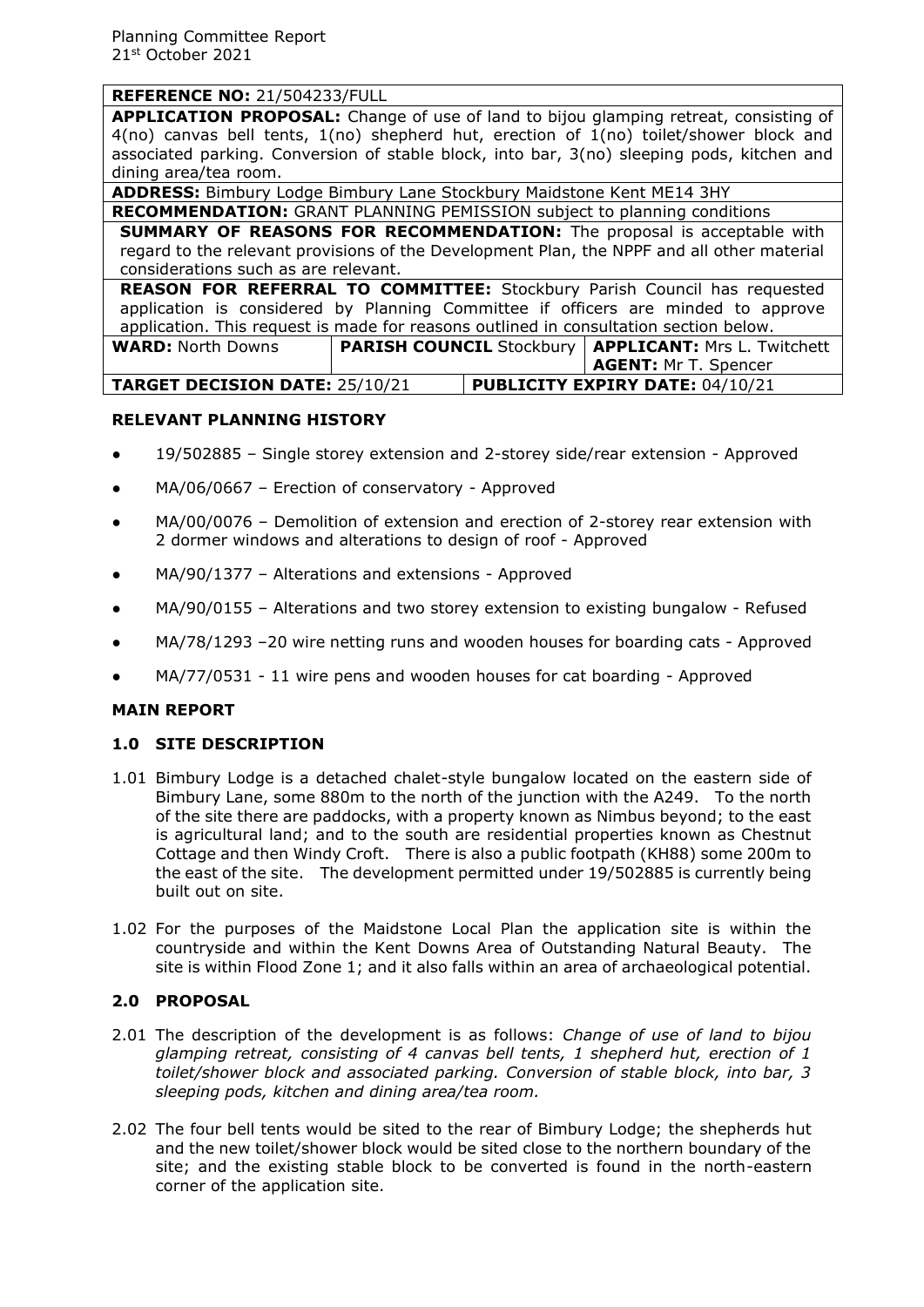Planning Committee Report
21st October 2021

| REFERENCE NO: 21/504233/FULL | | |
|---|---|---|
| **APPLICATION PROPOSAL:** Change of use of land to bijou glamping retreat, consisting of 4(no) canvas bell tents, 1(no) shepherd hut, erection of 1(no) toilet/shower block and associated parking. Conversion of stable block, into bar, 3(no) sleeping pods, kitchen and dining area/tea room. | | |
| **ADDRESS:** Bimbury Lodge Bimbury Lane Stockbury Maidstone Kent ME14 3HY | | |
| **RECOMMENDATION:** GRANT PLANNING PEMISSION subject to planning conditions | | |
| **SUMMARY OF REASONS FOR RECOMMENDATION:** The proposal is acceptable with regard to the relevant provisions of the Development Plan, the NPPF and all other material considerations such as are relevant. | | |
| **REASON FOR REFERRAL TO COMMITTEE:** Stockbury Parish Council has requested application is considered by Planning Committee if officers are minded to approve application. This request is made for reasons outlined in consultation section below. | | |
| **WARD:** North Downs | **PARISH COUNCIL** Stockbury | **APPLICANT:** Mrs L. Twitchett<br>**AGENT:** Mr T. Spencer |
| **TARGET DECISION DATE:** 25/10/21 | **PUBLICITY EXPIRY DATE:** 04/10/21 | |

## RELEVANT PLANNING HISTORY

- 19/502885 – Single storey extension and 2-storey side/rear extension - Approved
- MA/06/0667 – Erection of conservatory - Approved
- MA/00/0076 – Demolition of extension and erection of 2-storey rear extension with 2 dormer windows and alterations to design of roof - Approved
- MA/90/1377 – Alterations and extensions - Approved
- MA/90/0155 – Alterations and two storey extension to existing bungalow - Refused
- MA/78/1293 –20 wire netting runs and wooden houses for boarding cats - Approved
- MA/77/0531 - 11 wire pens and wooden houses for cat boarding - Approved

## MAIN REPORT

### 1.0 SITE DESCRIPTION

1.01 Bimbury Lodge is a detached chalet-style bungalow located on the eastern side of Bimbury Lane, some 880m to the north of the junction with the A249. To the north of the site there are paddocks, with a property known as Nimbus beyond; to the east is agricultural land; and to the south are residential properties known as Chestnut Cottage and then Windy Croft. There is also a public footpath (KH88) some 200m to the east of the site. The development permitted under 19/502885 is currently being built out on site.

1.02 For the purposes of the Maidstone Local Plan the application site is within the countryside and within the Kent Downs Area of Outstanding Natural Beauty. The site is within Flood Zone 1; and it also falls within an area of archaeological potential.

### 2.0 PROPOSAL

2.01 The description of the development is as follows: *Change of use of land to bijou glamping retreat, consisting of 4 canvas bell tents, 1 shepherd hut, erection of 1 toilet/shower block and associated parking. Conversion of stable block, into bar, 3 sleeping pods, kitchen and dining area/tea room.*

2.02 The four bell tents would be sited to the rear of Bimbury Lodge; the shepherds hut and the new toilet/shower block would be sited close to the northern boundary of the site; and the existing stable block to be converted is found in the north-eastern corner of the application site.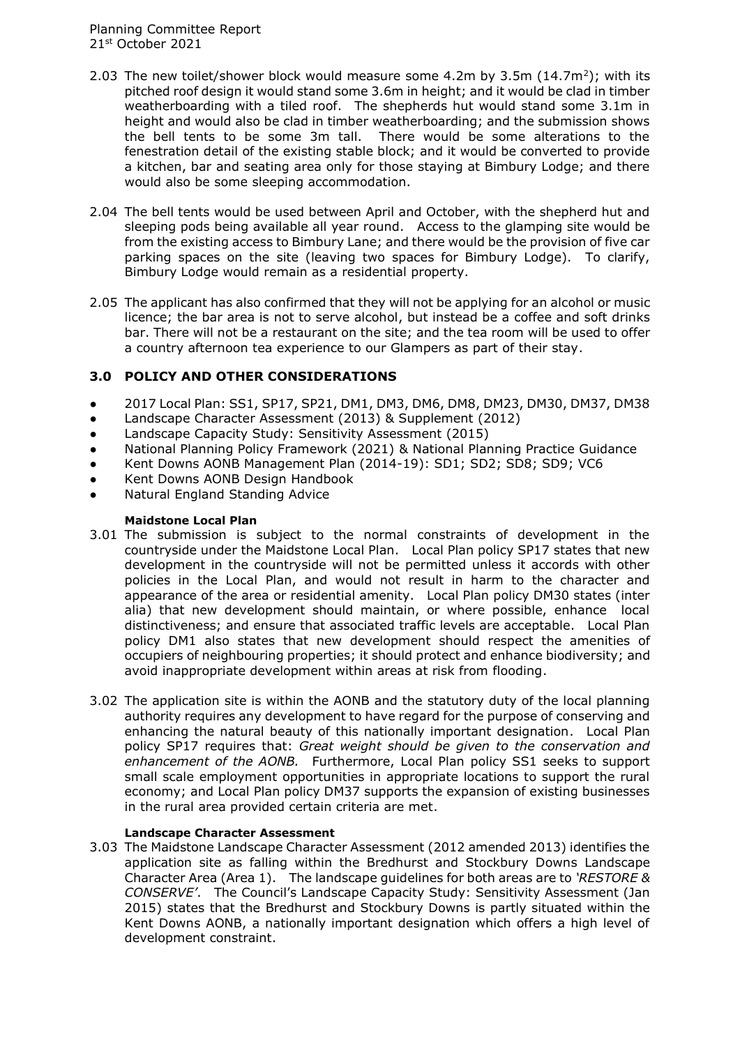2.03 The new toilet/shower block would measure some 4.2m by 3.5m ($14.7m^2$); with its pitched roof design it would stand some 3.6m in height; and it would be clad in timber weatherboarding with a tiled roof. The shepherds hut would stand some 3.1m in height and would also be clad in timber weatherboarding; and the submission shows the bell tents to be some 3m tall. There would be some alterations to the fenestration detail of the existing stable block; and it would be converted to provide a kitchen, bar and seating area only for those staying at Bimbury Lodge; and there would also be some sleeping accommodation.

2.04 The bell tents would be used between April and October, with the shepherd hut and sleeping pods being available all year round. Access to the glamping site would be from the existing access to Bimbury Lane; and there would be the provision of five car parking spaces on the site (leaving two spaces for Bimbury Lodge). To clarify, Bimbury Lodge would remain as a residential property.

2.05 The applicant has also confirmed that they will not be applying for an alcohol or music licence; the bar area is not to serve alcohol, but instead be a coffee and soft drinks bar. There will not be a restaurant on the site; and the tea room will be used to offer a country afternoon tea experience to our Glampers as part of their stay.

## 3.0 POLICY AND OTHER CONSIDERATIONS

- 2017 Local Plan: SS1, SP17, SP21, DM1, DM3, DM6, DM8, DM23, DM30, DM37, DM38
- Landscape Character Assessment (2013) & Supplement (2012)
- Landscape Capacity Study: Sensitivity Assessment (2015)
- National Planning Policy Framework (2021) & National Planning Practice Guidance
- Kent Downs AONB Management Plan (2014-19): SD1; SD2; SD8; SD9; VC6
- Kent Downs AONB Design Handbook
- Natural England Standing Advice

**Maidstone Local Plan**

3.01 The submission is subject to the normal constraints of development in the countryside under the Maidstone Local Plan. Local Plan policy SP17 states that new development in the countryside will not be permitted unless it accords with other policies in the Local Plan, and would not result in harm to the character and appearance of the area or residential amenity. Local Plan policy DM30 states (inter alia) that new development should maintain, or where possible, enhance local distinctiveness; and ensure that associated traffic levels are acceptable. Local Plan policy DM1 also states that new development should respect the amenities of occupiers of neighbouring properties; it should protect and enhance biodiversity; and avoid inappropriate development within areas at risk from flooding.

3.02 The application site is within the AONB and the statutory duty of the local planning authority requires any development to have regard for the purpose of conserving and enhancing the natural beauty of this nationally important designation. Local Plan policy SP17 requires that: *Great weight should be given to the conservation and enhancement of the AONB.* Furthermore, Local Plan policy SS1 seeks to support small scale employment opportunities in appropriate locations to support the rural economy; and Local Plan policy DM37 supports the expansion of existing businesses in the rural area provided certain criteria are met.

**Landscape Character Assessment**

3.03 The Maidstone Landscape Character Assessment (2012 amended 2013) identifies the application site as falling within the Bredhurst and Stockbury Downs Landscape Character Area (Area 1). The landscape guidelines for both areas are to *'RESTORE & CONSERVE'*. The Council's Landscape Capacity Study: Sensitivity Assessment (Jan 2015) states that the Bredhurst and Stockbury Downs is partly situated within the Kent Downs AONB, a nationally important designation which offers a high level of development constraint.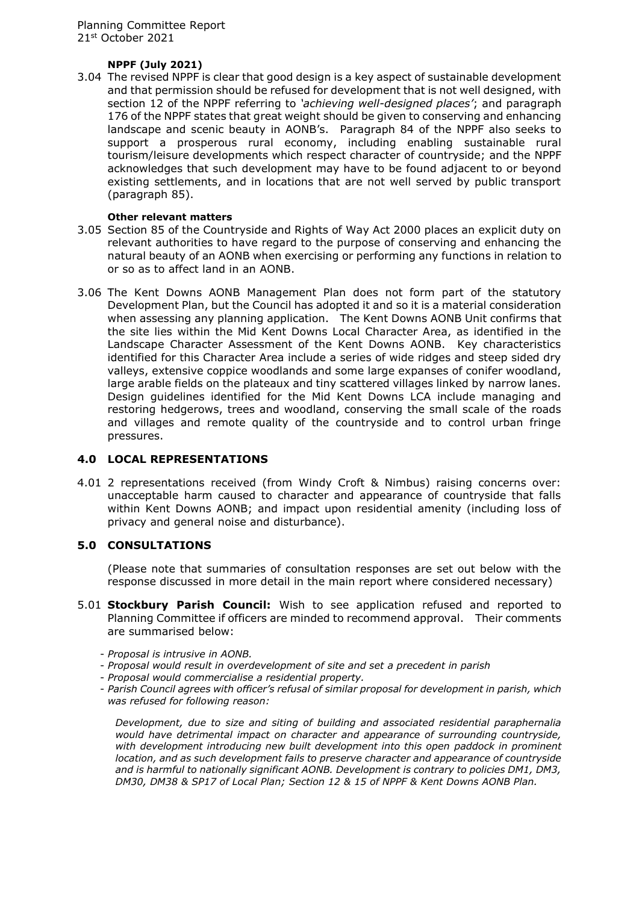**NPPF (July 2021)**

3.04 The revised NPPF is clear that good design is a key aspect of sustainable development and that permission should be refused for development that is not well designed, with section 12 of the NPPF referring to *'achieving well-designed places'*; and paragraph 176 of the NPPF states that great weight should be given to conserving and enhancing landscape and scenic beauty in AONB's. Paragraph 84 of the NPPF also seeks to support a prosperous rural economy, including enabling sustainable rural tourism/leisure developments which respect character of countryside; and the NPPF acknowledges that such development may have to be found adjacent to or beyond existing settlements, and in locations that are not well served by public transport (paragraph 85).

**Other relevant matters**

3.05 Section 85 of the Countryside and Rights of Way Act 2000 places an explicit duty on relevant authorities to have regard to the purpose of conserving and enhancing the natural beauty of an AONB when exercising or performing any functions in relation to or so as to affect land in an AONB.

3.06 The Kent Downs AONB Management Plan does not form part of the statutory Development Plan, but the Council has adopted it and so it is a material consideration when assessing any planning application. The Kent Downs AONB Unit confirms that the site lies within the Mid Kent Downs Local Character Area, as identified in the Landscape Character Assessment of the Kent Downs AONB. Key characteristics identified for this Character Area include a series of wide ridges and steep sided dry valleys, extensive coppice woodlands and some large expanses of conifer woodland, large arable fields on the plateaux and tiny scattered villages linked by narrow lanes. Design guidelines identified for the Mid Kent Downs LCA include managing and restoring hedgerows, trees and woodland, conserving the small scale of the roads and villages and remote quality of the countryside and to control urban fringe pressures.

## 4.0 LOCAL REPRESENTATIONS

4.01 2 representations received (from Windy Croft & Nimbus) raising concerns over: unacceptable harm caused to character and appearance of countryside that falls within Kent Downs AONB; and impact upon residential amenity (including loss of privacy and general noise and disturbance).

## 5.0 CONSULTATIONS

(Please note that summaries of consultation responses are set out below with the response discussed in more detail in the main report where considered necessary)

5.01 **Stockbury Parish Council:** Wish to see application refused and reported to Planning Committee if officers are minded to recommend approval. Their comments are summarised below:

- *Proposal is intrusive in AONB.*
- *Proposal would result in overdevelopment of site and set a precedent in parish*
- *Proposal would commercialise a residential property.*
- *Parish Council agrees with officer's refusal of similar proposal for development in parish, which was refused for following reason:*

*Development, due to size and siting of building and associated residential paraphernalia would have detrimental impact on character and appearance of surrounding countryside, with development introducing new built development into this open paddock in prominent location, and as such development fails to preserve character and appearance of countryside and is harmful to nationally significant AONB. Development is contrary to policies DM1, DM3, DM30, DM38 & SP17 of Local Plan; Section 12 & 15 of NPPF & Kent Downs AONB Plan.*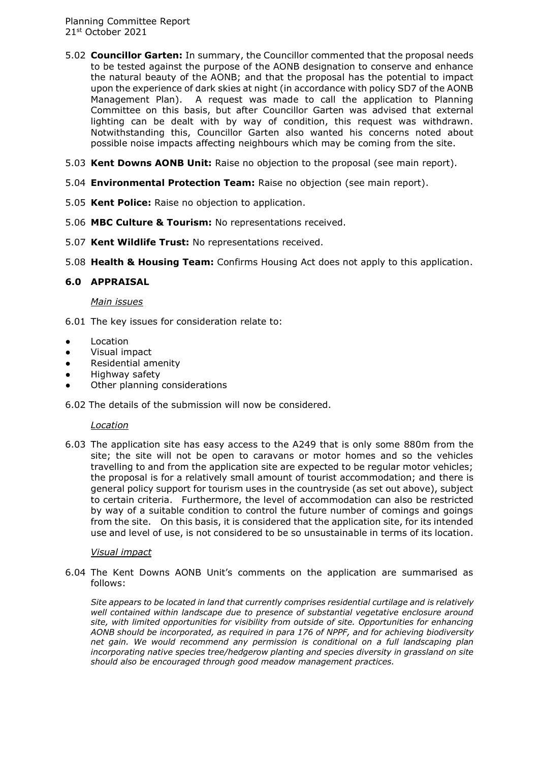5.02 **Councillor Garten:** In summary, the Councillor commented that the proposal needs to be tested against the purpose of the AONB designation to conserve and enhance the natural beauty of the AONB; and that the proposal has the potential to impact upon the experience of dark skies at night (in accordance with policy SD7 of the AONB Management Plan). A request was made to call the application to Planning Committee on this basis, but after Councillor Garten was advised that external lighting can be dealt with by way of condition, this request was withdrawn. Notwithstanding this, Councillor Garten also wanted his concerns noted about possible noise impacts affecting neighbours which may be coming from the site.

5.03 **Kent Downs AONB Unit:** Raise no objection to the proposal (see main report).

5.04 **Environmental Protection Team:** Raise no objection (see main report).

5.05 **Kent Police:** Raise no objection to application.

5.06 **MBC Culture & Tourism:** No representations received.

5.07 **Kent Wildlife Trust:** No representations received.

5.08 **Health & Housing Team:** Confirms Housing Act does not apply to this application.

## 6.0 APPRAISAL

*Main issues*

6.01 The key issues for consideration relate to:

- Location
- Visual impact
- Residential amenity
- Highway safety
- Other planning considerations

6.02 The details of the submission will now be considered.

*Location*

6.03 The application site has easy access to the A249 that is only some 880m from the site; the site will not be open to caravans or motor homes and so the vehicles travelling to and from the application site are expected to be regular motor vehicles; the proposal is for a relatively small amount of tourist accommodation; and there is general policy support for tourism uses in the countryside (as set out above), subject to certain criteria. Furthermore, the level of accommodation can also be restricted by way of a suitable condition to control the future number of comings and goings from the site. On this basis, it is considered that the application site, for its intended use and level of use, is not considered to be so unsustainable in terms of its location.

*Visual impact*

6.04 The Kent Downs AONB Unit's comments on the application are summarised as follows:

*Site appears to be located in land that currently comprises residential curtilage and is relatively well contained within landscape due to presence of substantial vegetative enclosure around site, with limited opportunities for visibility from outside of site. Opportunities for enhancing AONB should be incorporated, as required in para 176 of NPPF, and for achieving biodiversity net gain. We would recommend any permission is conditional on a full landscaping plan incorporating native species tree/hedgerow planting and species diversity in grassland on site should also be encouraged through good meadow management practices.*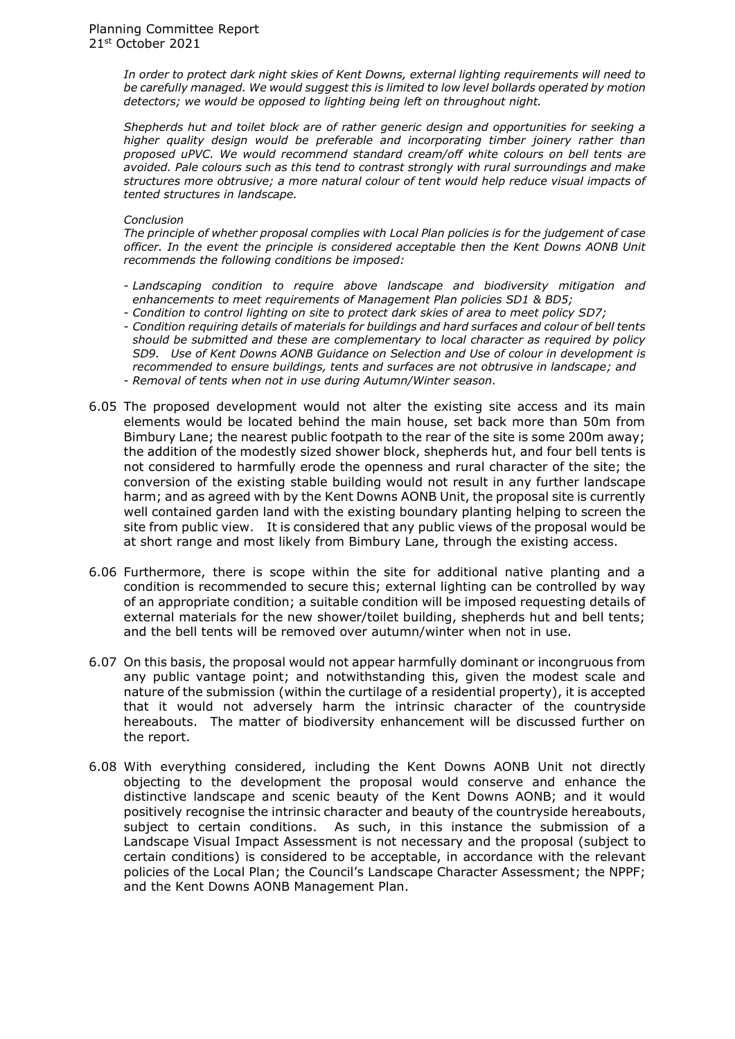*In order to protect dark night skies of Kent Downs, external lighting requirements will need to be carefully managed. We would suggest this is limited to low level bollards operated by motion detectors; we would be opposed to lighting being left on throughout night.*

*Shepherds hut and toilet block are of rather generic design and opportunities for seeking a higher quality design would be preferable and incorporating timber joinery rather than proposed uPVC. We would recommend standard cream/off white colours on bell tents are avoided. Pale colours such as this tend to contrast strongly with rural surroundings and make structures more obtrusive; a more natural colour of tent would help reduce visual impacts of tented structures in landscape.*

*Conclusion*
*The principle of whether proposal complies with Local Plan policies is for the judgement of case officer. In the event the principle is considered acceptable then the Kent Downs AONB Unit recommends the following conditions be imposed:*

- *Landscaping condition to require above landscape and biodiversity mitigation and enhancements to meet requirements of Management Plan policies SD1 & BD5;*
- *Condition to control lighting on site to protect dark skies of area to meet policy SD7;*
- *Condition requiring details of materials for buildings and hard surfaces and colour of bell tents should be submitted and these are complementary to local character as required by policy SD9. Use of Kent Downs AONB Guidance on Selection and Use of colour in development is recommended to ensure buildings, tents and surfaces are not obtrusive in landscape; and*
- *Removal of tents when not in use during Autumn/Winter season.*

6.05 The proposed development would not alter the existing site access and its main elements would be located behind the main house, set back more than 50m from Bimbury Lane; the nearest public footpath to the rear of the site is some 200m away; the addition of the modestly sized shower block, shepherds hut, and four bell tents is not considered to harmfully erode the openness and rural character of the site; the conversion of the existing stable building would not result in any further landscape harm; and as agreed with by the Kent Downs AONB Unit, the proposal site is currently well contained garden land with the existing boundary planting helping to screen the site from public view. It is considered that any public views of the proposal would be at short range and most likely from Bimbury Lane, through the existing access.

6.06 Furthermore, there is scope within the site for additional native planting and a condition is recommended to secure this; external lighting can be controlled by way of an appropriate condition; a suitable condition will be imposed requesting details of external materials for the new shower/toilet building, shepherds hut and bell tents; and the bell tents will be removed over autumn/winter when not in use.

6.07 On this basis, the proposal would not appear harmfully dominant or incongruous from any public vantage point; and notwithstanding this, given the modest scale and nature of the submission (within the curtilage of a residential property), it is accepted that it would not adversely harm the intrinsic character of the countryside hereabouts. The matter of biodiversity enhancement will be discussed further on the report.

6.08 With everything considered, including the Kent Downs AONB Unit not directly objecting to the development the proposal would conserve and enhance the distinctive landscape and scenic beauty of the Kent Downs AONB; and it would positively recognise the intrinsic character and beauty of the countryside hereabouts, subject to certain conditions. As such, in this instance the submission of a Landscape Visual Impact Assessment is not necessary and the proposal (subject to certain conditions) is considered to be acceptable, in accordance with the relevant policies of the Local Plan; the Council's Landscape Character Assessment; the NPPF; and the Kent Downs AONB Management Plan.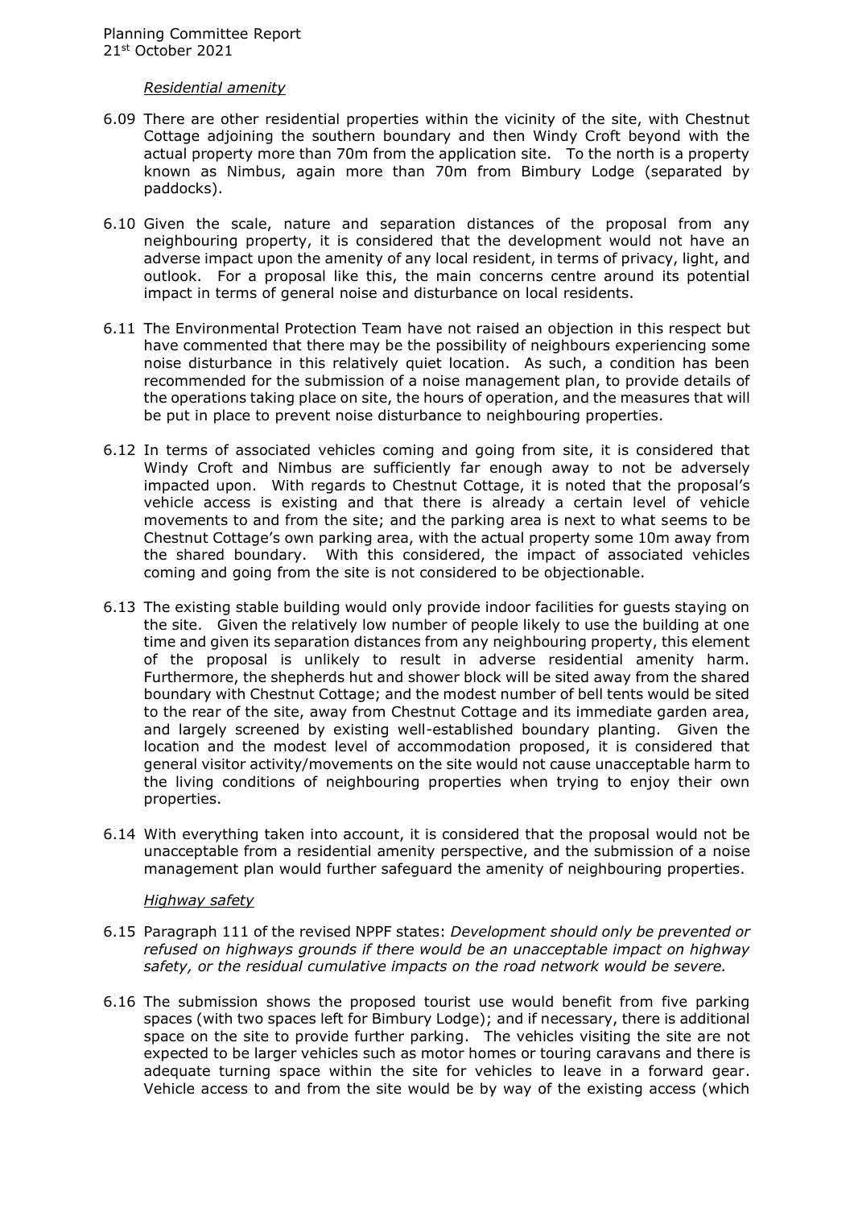*Residential amenity*

6.09 There are other residential properties within the vicinity of the site, with Chestnut Cottage adjoining the southern boundary and then Windy Croft beyond with the actual property more than 70m from the application site. To the north is a property known as Nimbus, again more than 70m from Bimbury Lodge (separated by paddocks).

6.10 Given the scale, nature and separation distances of the proposal from any neighbouring property, it is considered that the development would not have an adverse impact upon the amenity of any local resident, in terms of privacy, light, and outlook. For a proposal like this, the main concerns centre around its potential impact in terms of general noise and disturbance on local residents.

6.11 The Environmental Protection Team have not raised an objection in this respect but have commented that there may be the possibility of neighbours experiencing some noise disturbance in this relatively quiet location. As such, a condition has been recommended for the submission of a noise management plan, to provide details of the operations taking place on site, the hours of operation, and the measures that will be put in place to prevent noise disturbance to neighbouring properties.

6.12 In terms of associated vehicles coming and going from site, it is considered that Windy Croft and Nimbus are sufficiently far enough away to not be adversely impacted upon. With regards to Chestnut Cottage, it is noted that the proposal's vehicle access is existing and that there is already a certain level of vehicle movements to and from the site; and the parking area is next to what seems to be Chestnut Cottage's own parking area, with the actual property some 10m away from the shared boundary. With this considered, the impact of associated vehicles coming and going from the site is not considered to be objectionable.

6.13 The existing stable building would only provide indoor facilities for guests staying on the site. Given the relatively low number of people likely to use the building at one time and given its separation distances from any neighbouring property, this element of the proposal is unlikely to result in adverse residential amenity harm. Furthermore, the shepherds hut and shower block will be sited away from the shared boundary with Chestnut Cottage; and the modest number of bell tents would be sited to the rear of the site, away from Chestnut Cottage and its immediate garden area, and largely screened by existing well-established boundary planting. Given the location and the modest level of accommodation proposed, it is considered that general visitor activity/movements on the site would not cause unacceptable harm to the living conditions of neighbouring properties when trying to enjoy their own properties.

6.14 With everything taken into account, it is considered that the proposal would not be unacceptable from a residential amenity perspective, and the submission of a noise management plan would further safeguard the amenity of neighbouring properties.

*Highway safety*

6.15 Paragraph 111 of the revised NPPF states: *Development should only be prevented or refused on highways grounds if there would be an unacceptable impact on highway safety, or the residual cumulative impacts on the road network would be severe.*

6.16 The submission shows the proposed tourist use would benefit from five parking spaces (with two spaces left for Bimbury Lodge); and if necessary, there is additional space on the site to provide further parking. The vehicles visiting the site are not expected to be larger vehicles such as motor homes or touring caravans and there is adequate turning space within the site for vehicles to leave in a forward gear. Vehicle access to and from the site would be by way of the existing access (which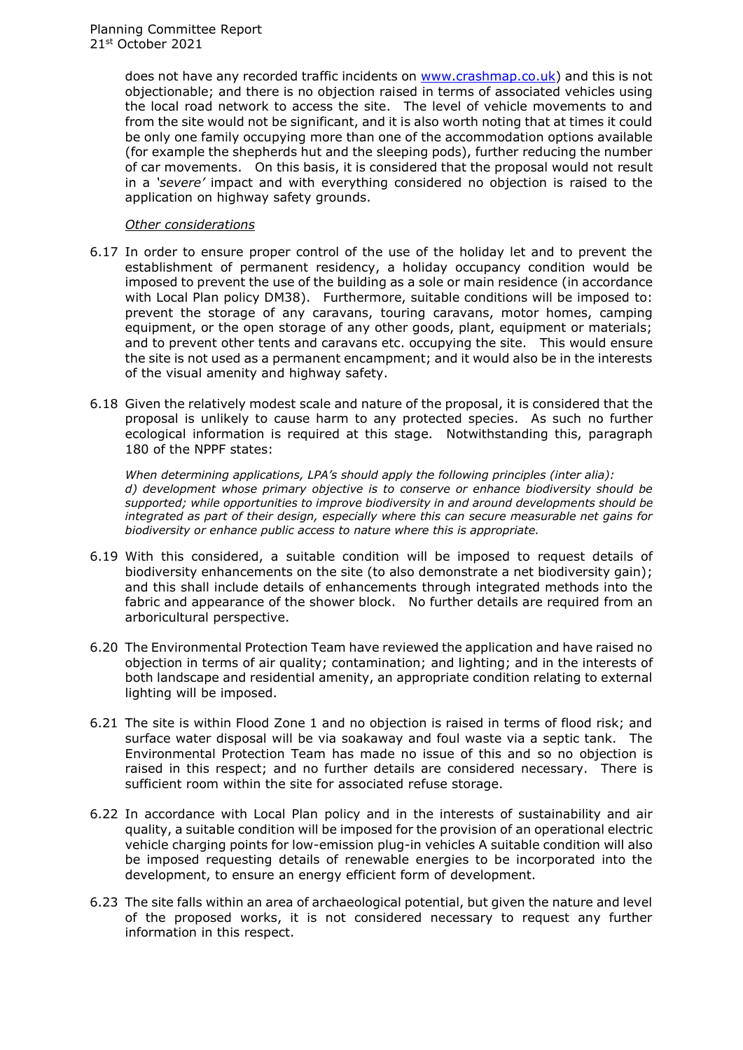does not have any recorded traffic incidents on www.crashmap.co.uk) and this is not objectionable; and there is no objection raised in terms of associated vehicles using the local road network to access the site. The level of vehicle movements to and from the site would not be significant, and it is also worth noting that at times it could be only one family occupying more than one of the accommodation options available (for example the shepherds hut and the sleeping pods), further reducing the number of car movements. On this basis, it is considered that the proposal would not result in a *'severe'* impact and with everything considered no objection is raised to the application on highway safety grounds.

*Other considerations*

6.17 In order to ensure proper control of the use of the holiday let and to prevent the establishment of permanent residency, a holiday occupancy condition would be imposed to prevent the use of the building as a sole or main residence (in accordance with Local Plan policy DM38). Furthermore, suitable conditions will be imposed to: prevent the storage of any caravans, touring caravans, motor homes, camping equipment, or the open storage of any other goods, plant, equipment or materials; and to prevent other tents and caravans etc. occupying the site. This would ensure the site is not used as a permanent encampment; and it would also be in the interests of the visual amenity and highway safety.

6.18 Given the relatively modest scale and nature of the proposal, it is considered that the proposal is unlikely to cause harm to any protected species. As such no further ecological information is required at this stage. Notwithstanding this, paragraph 180 of the NPPF states:

*When determining applications, LPA's should apply the following principles (inter alia):*
*d) development whose primary objective is to conserve or enhance biodiversity should be supported; while opportunities to improve biodiversity in and around developments should be integrated as part of their design, especially where this can secure measurable net gains for biodiversity or enhance public access to nature where this is appropriate.*

6.19 With this considered, a suitable condition will be imposed to request details of biodiversity enhancements on the site (to also demonstrate a net biodiversity gain); and this shall include details of enhancements through integrated methods into the fabric and appearance of the shower block. No further details are required from an arboricultural perspective.

6.20 The Environmental Protection Team have reviewed the application and have raised no objection in terms of air quality; contamination; and lighting; and in the interests of both landscape and residential amenity, an appropriate condition relating to external lighting will be imposed.

6.21 The site is within Flood Zone 1 and no objection is raised in terms of flood risk; and surface water disposal will be via soakaway and foul waste via a septic tank. The Environmental Protection Team has made no issue of this and so no objection is raised in this respect; and no further details are considered necessary. There is sufficient room within the site for associated refuse storage.

6.22 In accordance with Local Plan policy and in the interests of sustainability and air quality, a suitable condition will be imposed for the provision of an operational electric vehicle charging points for low-emission plug-in vehicles A suitable condition will also be imposed requesting details of renewable energies to be incorporated into the development, to ensure an energy efficient form of development.

6.23 The site falls within an area of archaeological potential, but given the nature and level of the proposed works, it is not considered necessary to request any further information in this respect.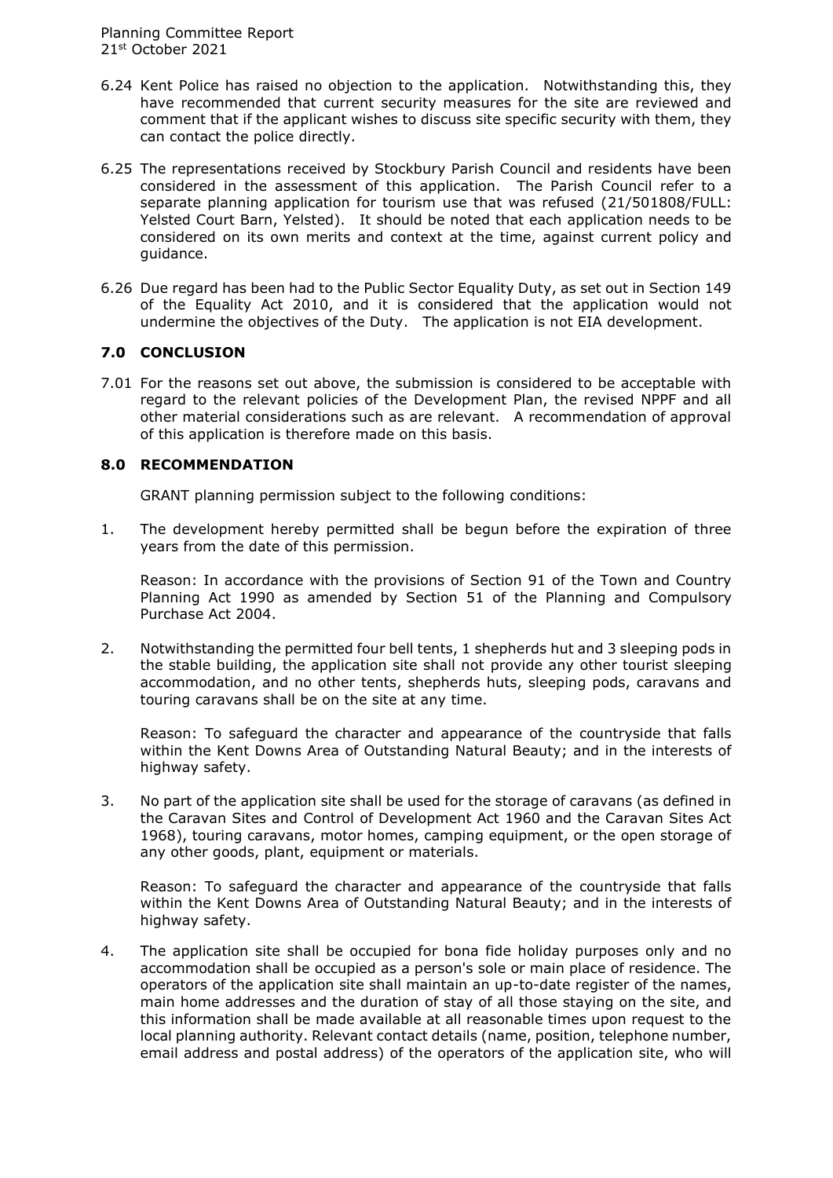6.24 Kent Police has raised no objection to the application. Notwithstanding this, they have recommended that current security measures for the site are reviewed and comment that if the applicant wishes to discuss site specific security with them, they can contact the police directly.

6.25 The representations received by Stockbury Parish Council and residents have been considered in the assessment of this application. The Parish Council refer to a separate planning application for tourism use that was refused (21/501808/FULL: Yelsted Court Barn, Yelsted). It should be noted that each application needs to be considered on its own merits and context at the time, against current policy and guidance.

6.26 Due regard has been had to the Public Sector Equality Duty, as set out in Section 149 of the Equality Act 2010, and it is considered that the application would not undermine the objectives of the Duty. The application is not EIA development.

## 7.0 CONCLUSION

7.01 For the reasons set out above, the submission is considered to be acceptable with regard to the relevant policies of the Development Plan, the revised NPPF and all other material considerations such as are relevant. A recommendation of approval of this application is therefore made on this basis.

## 8.0 RECOMMENDATION

GRANT planning permission subject to the following conditions:

1. The development hereby permitted shall be begun before the expiration of three years from the date of this permission.

   Reason: In accordance with the provisions of Section 91 of the Town and Country Planning Act 1990 as amended by Section 51 of the Planning and Compulsory Purchase Act 2004.

2. Notwithstanding the permitted four bell tents, 1 shepherds hut and 3 sleeping pods in the stable building, the application site shall not provide any other tourist sleeping accommodation, and no other tents, shepherds huts, sleeping pods, caravans and touring caravans shall be on the site at any time.

   Reason: To safeguard the character and appearance of the countryside that falls within the Kent Downs Area of Outstanding Natural Beauty; and in the interests of highway safety.

3. No part of the application site shall be used for the storage of caravans (as defined in the Caravan Sites and Control of Development Act 1960 and the Caravan Sites Act 1968), touring caravans, motor homes, camping equipment, or the open storage of any other goods, plant, equipment or materials.

   Reason: To safeguard the character and appearance of the countryside that falls within the Kent Downs Area of Outstanding Natural Beauty; and in the interests of highway safety.

4. The application site shall be occupied for bona fide holiday purposes only and no accommodation shall be occupied as a person's sole or main place of residence. The operators of the application site shall maintain an up-to-date register of the names, main home addresses and the duration of stay of all those staying on the site, and this information shall be made available at all reasonable times upon request to the local planning authority. Relevant contact details (name, position, telephone number, email address and postal address) of the operators of the application site, who will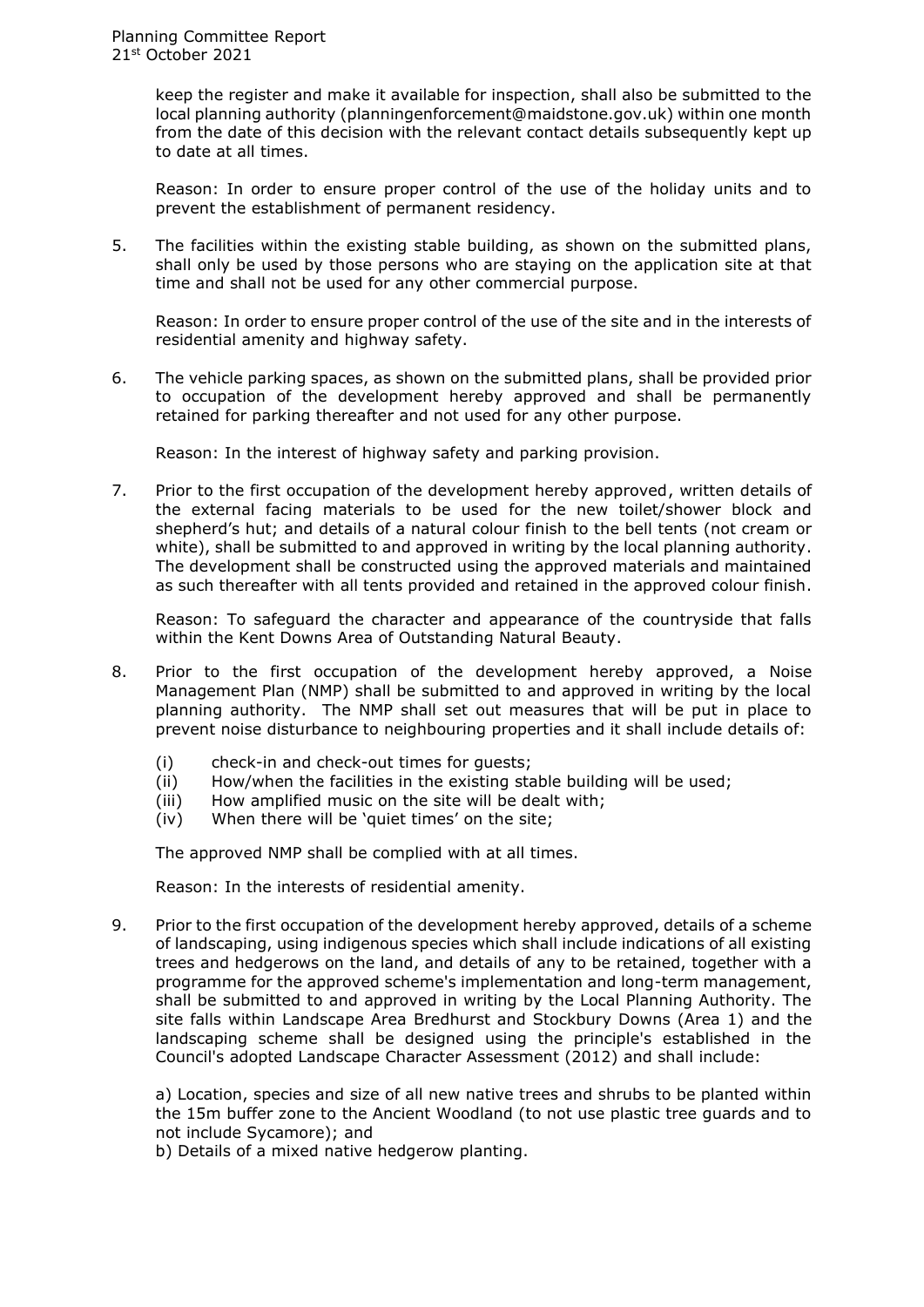keep the register and make it available for inspection, shall also be submitted to the local planning authority (planningenforcement@maidstone.gov.uk) within one month from the date of this decision with the relevant contact details subsequently kept up to date at all times.

Reason: In order to ensure proper control of the use of the holiday units and to prevent the establishment of permanent residency.

5. The facilities within the existing stable building, as shown on the submitted plans, shall only be used by those persons who are staying on the application site at that time and shall not be used for any other commercial purpose.

   Reason: In order to ensure proper control of the use of the site and in the interests of residential amenity and highway safety.

6. The vehicle parking spaces, as shown on the submitted plans, shall be provided prior to occupation of the development hereby approved and shall be permanently retained for parking thereafter and not used for any other purpose.

   Reason: In the interest of highway safety and parking provision.

7. Prior to the first occupation of the development hereby approved, written details of the external facing materials to be used for the new toilet/shower block and shepherd's hut; and details of a natural colour finish to the bell tents (not cream or white), shall be submitted to and approved in writing by the local planning authority. The development shall be constructed using the approved materials and maintained as such thereafter with all tents provided and retained in the approved colour finish.

   Reason: To safeguard the character and appearance of the countryside that falls within the Kent Downs Area of Outstanding Natural Beauty.

8. Prior to the first occupation of the development hereby approved, a Noise Management Plan (NMP) shall be submitted to and approved in writing by the local planning authority. The NMP shall set out measures that will be put in place to prevent noise disturbance to neighbouring properties and it shall include details of:

   (i) check-in and check-out times for guests;
   (ii) How/when the facilities in the existing stable building will be used;
   (iii) How amplified music on the site will be dealt with;
   (iv) When there will be 'quiet times' on the site;

   The approved NMP shall be complied with at all times.

   Reason: In the interests of residential amenity.

9. Prior to the first occupation of the development hereby approved, details of a scheme of landscaping, using indigenous species which shall include indications of all existing trees and hedgerows on the land, and details of any to be retained, together with a programme for the approved scheme's implementation and long-term management, shall be submitted to and approved in writing by the Local Planning Authority. The site falls within Landscape Area Bredhurst and Stockbury Downs (Area 1) and the landscaping scheme shall be designed using the principle's established in the Council's adopted Landscape Character Assessment (2012) and shall include:

   a) Location, species and size of all new native trees and shrubs to be planted within the 15m buffer zone to the Ancient Woodland (to not use plastic tree guards and to not include Sycamore); and
   b) Details of a mixed native hedgerow planting.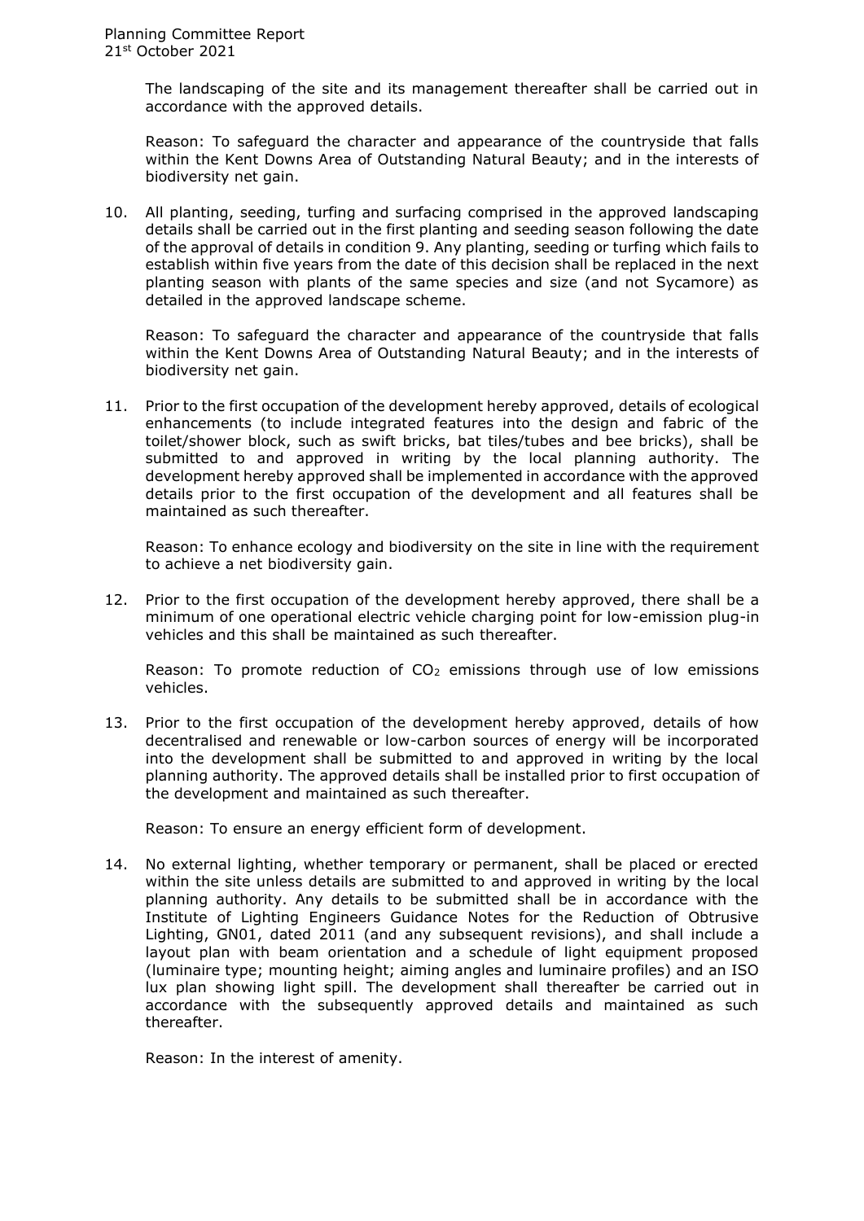The landscaping of the site and its management thereafter shall be carried out in accordance with the approved details.

Reason: To safeguard the character and appearance of the countryside that falls within the Kent Downs Area of Outstanding Natural Beauty; and in the interests of biodiversity net gain.

10. All planting, seeding, turfing and surfacing comprised in the approved landscaping details shall be carried out in the first planting and seeding season following the date of the approval of details in condition 9. Any planting, seeding or turfing which fails to establish within five years from the date of this decision shall be replaced in the next planting season with plants of the same species and size (and not Sycamore) as detailed in the approved landscape scheme.

    Reason: To safeguard the character and appearance of the countryside that falls within the Kent Downs Area of Outstanding Natural Beauty; and in the interests of biodiversity net gain.

11. Prior to the first occupation of the development hereby approved, details of ecological enhancements (to include integrated features into the design and fabric of the toilet/shower block, such as swift bricks, bat tiles/tubes and bee bricks), shall be submitted to and approved in writing by the local planning authority. The development hereby approved shall be implemented in accordance with the approved details prior to the first occupation of the development and all features shall be maintained as such thereafter.

    Reason: To enhance ecology and biodiversity on the site in line with the requirement to achieve a net biodiversity gain.

12. Prior to the first occupation of the development hereby approved, there shall be a minimum of one operational electric vehicle charging point for low-emission plug-in vehicles and this shall be maintained as such thereafter.

    Reason: To promote reduction of $CO_2$ emissions through use of low emissions vehicles.

13. Prior to the first occupation of the development hereby approved, details of how decentralised and renewable or low-carbon sources of energy will be incorporated into the development shall be submitted to and approved in writing by the local planning authority. The approved details shall be installed prior to first occupation of the development and maintained as such thereafter.

    Reason: To ensure an energy efficient form of development.

14. No external lighting, whether temporary or permanent, shall be placed or erected within the site unless details are submitted to and approved in writing by the local planning authority. Any details to be submitted shall be in accordance with the Institute of Lighting Engineers Guidance Notes for the Reduction of Obtrusive Lighting, GN01, dated 2011 (and any subsequent revisions), and shall include a layout plan with beam orientation and a schedule of light equipment proposed (luminaire type; mounting height; aiming angles and luminaire profiles) and an ISO lux plan showing light spill. The development shall thereafter be carried out in accordance with the subsequently approved details and maintained as such thereafter.

    Reason: In the interest of amenity.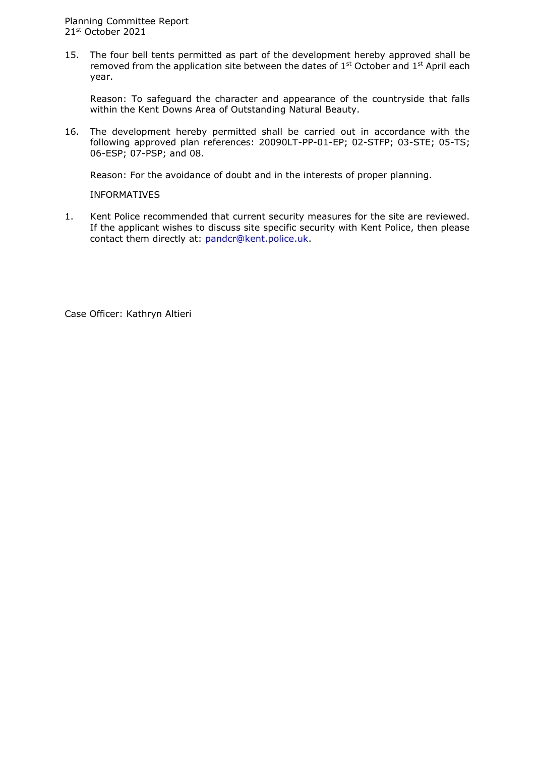15. The four bell tents permitted as part of the development hereby approved shall be removed from the application site between the dates of 1st October and 1st April each year.

    Reason: To safeguard the character and appearance of the countryside that falls within the Kent Downs Area of Outstanding Natural Beauty.

16. The development hereby permitted shall be carried out in accordance with the following approved plan references: 20090LT-PP-01-EP; 02-STFP; 03-STE; 05-TS; 06-ESP; 07-PSP; and 08.

    Reason: For the avoidance of doubt and in the interests of proper planning.

INFORMATIVES

1. Kent Police recommended that current security measures for the site are reviewed. If the applicant wishes to discuss site specific security with Kent Police, then please contact them directly at: pandcr@kent.police.uk.

Case Officer: Kathryn Altieri